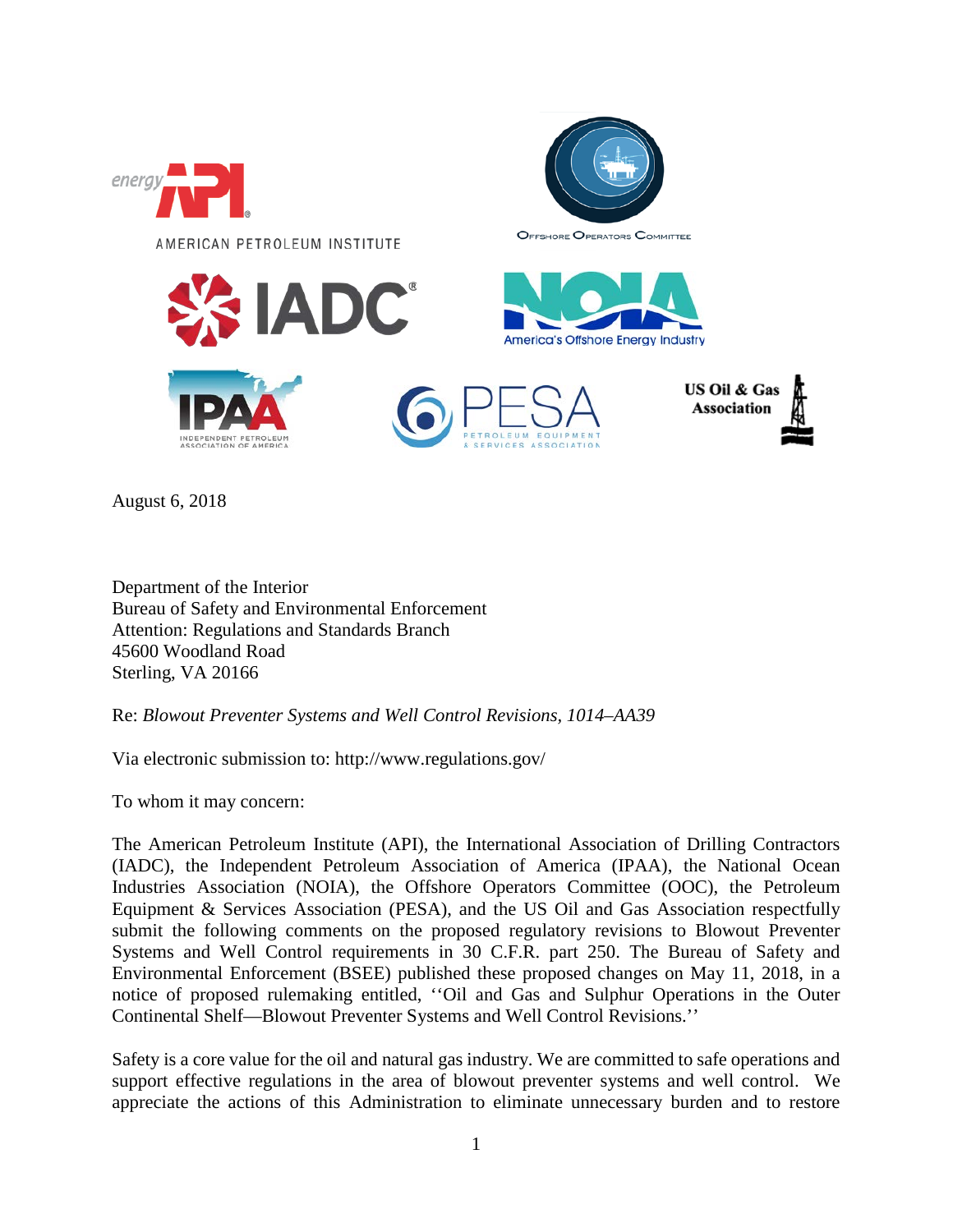August 6, 2018

Department of the Interior
Bureau of Safety and Environmental Enforcement
Attention: Regulations and Standards Branch
45600 Woodland Road
Sterling, VA 20166

Re: *Blowout Preventer Systems and Well Control Revisions, 1014–AA39*

Via electronic submission to: http://www.regulations.gov/

To whom it may concern:

The American Petroleum Institute (API), the International Association of Drilling Contractors (IADC), the Independent Petroleum Association of America (IPAA), the National Ocean Industries Association (NOIA), the Offshore Operators Committee (OOC), the Petroleum Equipment & Services Association (PESA), and the US Oil and Gas Association respectfully submit the following comments on the proposed regulatory revisions to Blowout Preventer Systems and Well Control requirements in 30 C.F.R. part 250. The Bureau of Safety and Environmental Enforcement (BSEE) published these proposed changes on May 11, 2018, in a notice of proposed rulemaking entitled, ''Oil and Gas and Sulphur Operations in the Outer Continental Shelf—Blowout Preventer Systems and Well Control Revisions.''

Safety is a core value for the oil and natural gas industry. We are committed to safe operations and support effective regulations in the area of blowout preventer systems and well control. We appreciate the actions of this Administration to eliminate unnecessary burden and to restore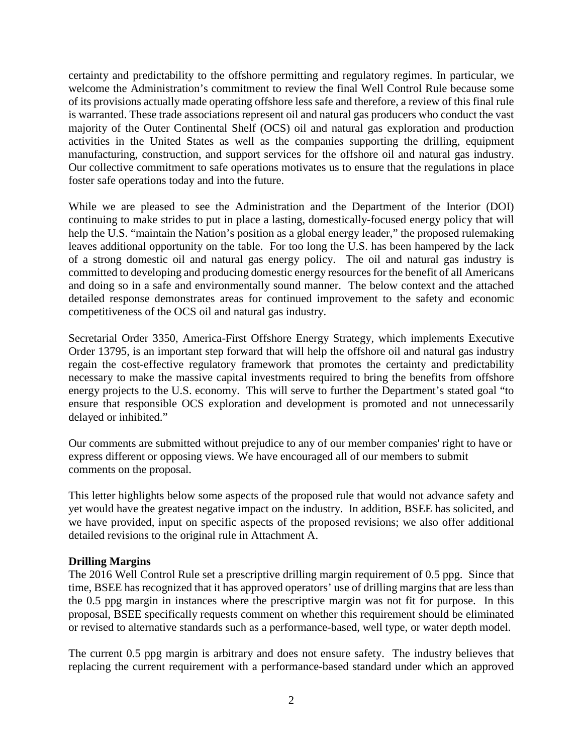certainty and predictability to the offshore permitting and regulatory regimes. In particular, we welcome the Administration's commitment to review the final Well Control Rule because some of its provisions actually made operating offshore less safe and therefore, a review of this final rule is warranted. These trade associations represent oil and natural gas producers who conduct the vast majority of the Outer Continental Shelf (OCS) oil and natural gas exploration and production activities in the United States as well as the companies supporting the drilling, equipment manufacturing, construction, and support services for the offshore oil and natural gas industry. Our collective commitment to safe operations motivates us to ensure that the regulations in place foster safe operations today and into the future.

While we are pleased to see the Administration and the Department of the Interior (DOI) continuing to make strides to put in place a lasting, domestically-focused energy policy that will help the U.S. "maintain the Nation's position as a global energy leader," the proposed rulemaking leaves additional opportunity on the table. For too long the U.S. has been hampered by the lack of a strong domestic oil and natural gas energy policy. The oil and natural gas industry is committed to developing and producing domestic energy resources for the benefit of all Americans and doing so in a safe and environmentally sound manner. The below context and the attached detailed response demonstrates areas for continued improvement to the safety and economic competitiveness of the OCS oil and natural gas industry.

Secretarial Order 3350, America-First Offshore Energy Strategy, which implements Executive Order 13795, is an important step forward that will help the offshore oil and natural gas industry regain the cost-effective regulatory framework that promotes the certainty and predictability necessary to make the massive capital investments required to bring the benefits from offshore energy projects to the U.S. economy. This will serve to further the Department's stated goal "to ensure that responsible OCS exploration and development is promoted and not unnecessarily delayed or inhibited."

Our comments are submitted without prejudice to any of our member companies' right to have or express different or opposing views. We have encouraged all of our members to submit comments on the proposal.

This letter highlights below some aspects of the proposed rule that would not advance safety and yet would have the greatest negative impact on the industry. In addition, BSEE has solicited, and we have provided, input on specific aspects of the proposed revisions; we also offer additional detailed revisions to the original rule in Attachment A.

**Drilling Margins**

The 2016 Well Control Rule set a prescriptive drilling margin requirement of 0.5 ppg. Since that time, BSEE has recognized that it has approved operators' use of drilling margins that are less than the 0.5 ppg margin in instances where the prescriptive margin was not fit for purpose. In this proposal, BSEE specifically requests comment on whether this requirement should be eliminated or revised to alternative standards such as a performance-based, well type, or water depth model.

The current 0.5 ppg margin is arbitrary and does not ensure safety. The industry believes that replacing the current requirement with a performance-based standard under which an approved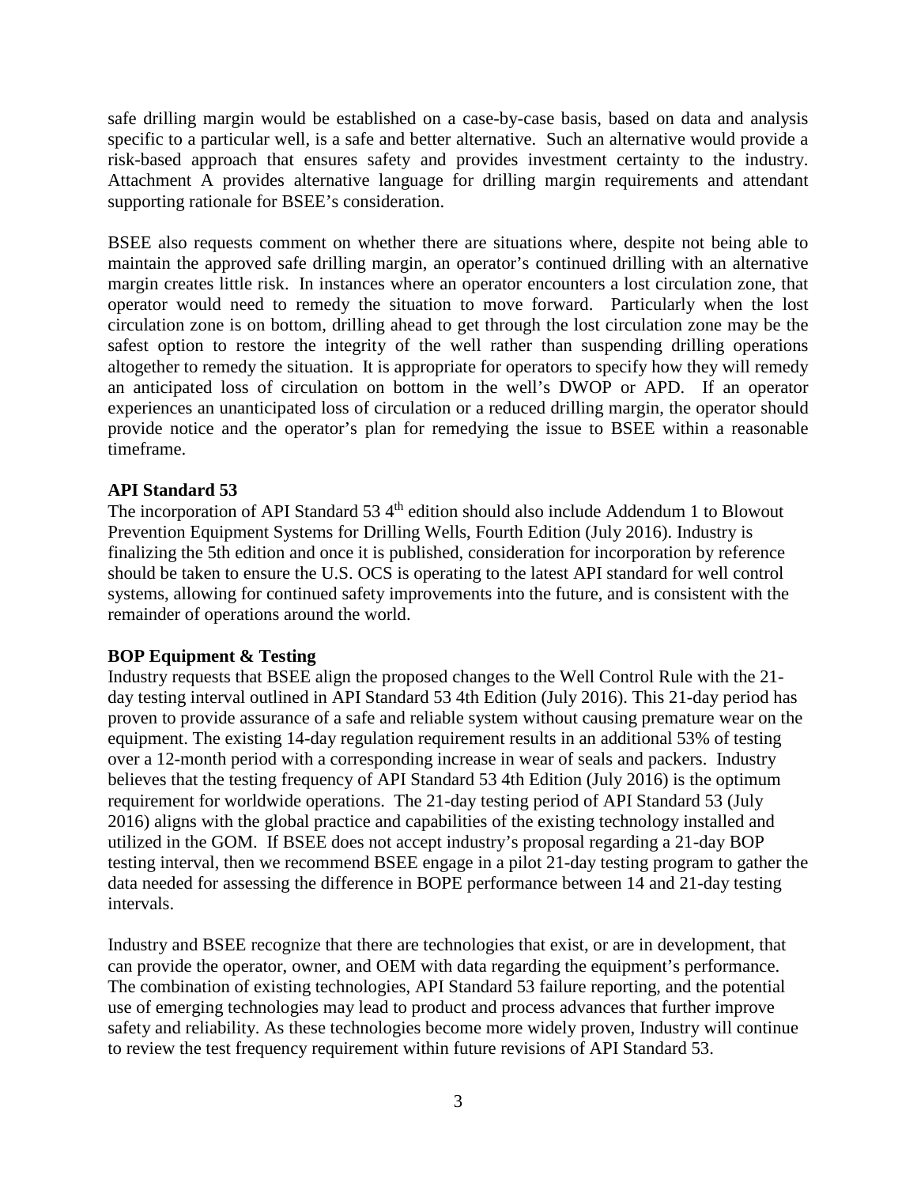safe drilling margin would be established on a case-by-case basis, based on data and analysis specific to a particular well, is a safe and better alternative. Such an alternative would provide a risk-based approach that ensures safety and provides investment certainty to the industry. Attachment A provides alternative language for drilling margin requirements and attendant supporting rationale for BSEE's consideration.

BSEE also requests comment on whether there are situations where, despite not being able to maintain the approved safe drilling margin, an operator's continued drilling with an alternative margin creates little risk. In instances where an operator encounters a lost circulation zone, that operator would need to remedy the situation to move forward. Particularly when the lost circulation zone is on bottom, drilling ahead to get through the lost circulation zone may be the safest option to restore the integrity of the well rather than suspending drilling operations altogether to remedy the situation. It is appropriate for operators to specify how they will remedy an anticipated loss of circulation on bottom in the well's DWOP or APD. If an operator experiences an unanticipated loss of circulation or a reduced drilling margin, the operator should provide notice and the operator's plan for remedying the issue to BSEE within a reasonable timeframe.

**API Standard 53**

The incorporation of API Standard 53 4th edition should also include Addendum 1 to Blowout Prevention Equipment Systems for Drilling Wells, Fourth Edition (July 2016). Industry is finalizing the 5th edition and once it is published, consideration for incorporation by reference should be taken to ensure the U.S. OCS is operating to the latest API standard for well control systems, allowing for continued safety improvements into the future, and is consistent with the remainder of operations around the world.

**BOP Equipment & Testing**

Industry requests that BSEE align the proposed changes to the Well Control Rule with the 21-day testing interval outlined in API Standard 53 4th Edition (July 2016). This 21-day period has proven to provide assurance of a safe and reliable system without causing premature wear on the equipment. The existing 14-day regulation requirement results in an additional 53% of testing over a 12-month period with a corresponding increase in wear of seals and packers. Industry believes that the testing frequency of API Standard 53 4th Edition (July 2016) is the optimum requirement for worldwide operations. The 21-day testing period of API Standard 53 (July 2016) aligns with the global practice and capabilities of the existing technology installed and utilized in the GOM. If BSEE does not accept industry's proposal regarding a 21-day BOP testing interval, then we recommend BSEE engage in a pilot 21-day testing program to gather the data needed for assessing the difference in BOPE performance between 14 and 21-day testing intervals.

Industry and BSEE recognize that there are technologies that exist, or are in development, that can provide the operator, owner, and OEM with data regarding the equipment's performance. The combination of existing technologies, API Standard 53 failure reporting, and the potential use of emerging technologies may lead to product and process advances that further improve safety and reliability. As these technologies become more widely proven, Industry will continue to review the test frequency requirement within future revisions of API Standard 53.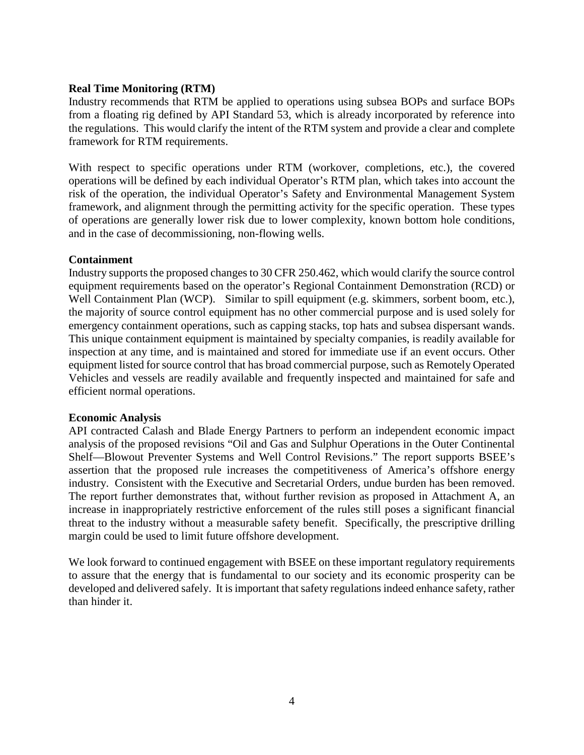**Real Time Monitoring (RTM)**

Industry recommends that RTM be applied to operations using subsea BOPs and surface BOPs from a floating rig defined by API Standard 53, which is already incorporated by reference into the regulations. This would clarify the intent of the RTM system and provide a clear and complete framework for RTM requirements.

With respect to specific operations under RTM (workover, completions, etc.), the covered operations will be defined by each individual Operator's RTM plan, which takes into account the risk of the operation, the individual Operator's Safety and Environmental Management System framework, and alignment through the permitting activity for the specific operation. These types of operations are generally lower risk due to lower complexity, known bottom hole conditions, and in the case of decommissioning, non-flowing wells.

**Containment**

Industry supports the proposed changes to 30 CFR 250.462, which would clarify the source control equipment requirements based on the operator's Regional Containment Demonstration (RCD) or Well Containment Plan (WCP). Similar to spill equipment (e.g. skimmers, sorbent boom, etc.), the majority of source control equipment has no other commercial purpose and is used solely for emergency containment operations, such as capping stacks, top hats and subsea dispersant wands. This unique containment equipment is maintained by specialty companies, is readily available for inspection at any time, and is maintained and stored for immediate use if an event occurs. Other equipment listed for source control that has broad commercial purpose, such as Remotely Operated Vehicles and vessels are readily available and frequently inspected and maintained for safe and efficient normal operations.

**Economic Analysis**

API contracted Calash and Blade Energy Partners to perform an independent economic impact analysis of the proposed revisions "Oil and Gas and Sulphur Operations in the Outer Continental Shelf—Blowout Preventer Systems and Well Control Revisions." The report supports BSEE's assertion that the proposed rule increases the competitiveness of America's offshore energy industry. Consistent with the Executive and Secretarial Orders, undue burden has been removed. The report further demonstrates that, without further revision as proposed in Attachment A, an increase in inappropriately restrictive enforcement of the rules still poses a significant financial threat to the industry without a measurable safety benefit. Specifically, the prescriptive drilling margin could be used to limit future offshore development.

We look forward to continued engagement with BSEE on these important regulatory requirements to assure that the energy that is fundamental to our society and its economic prosperity can be developed and delivered safely. It is important that safety regulations indeed enhance safety, rather than hinder it.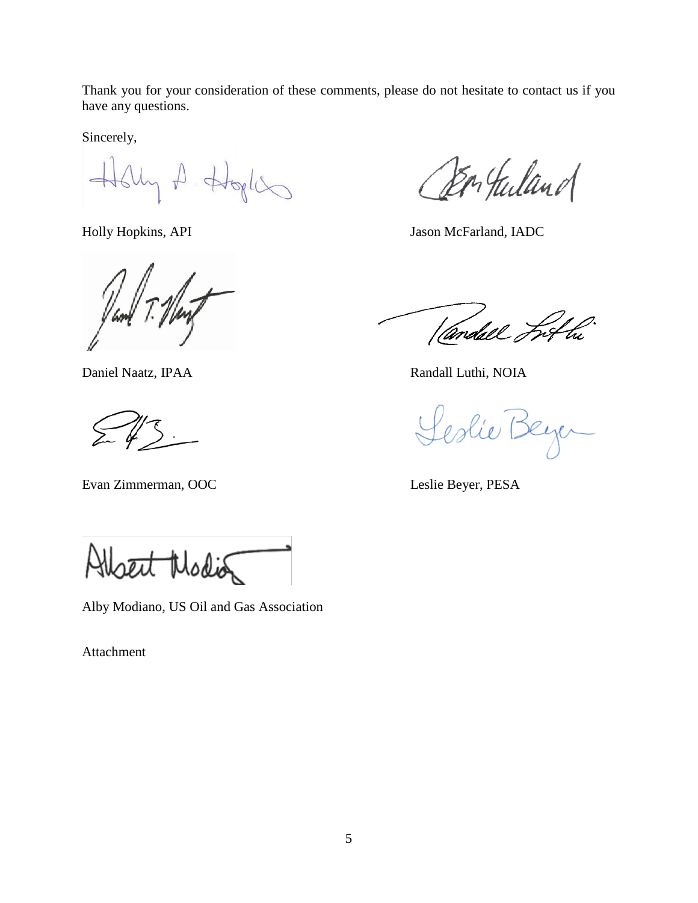Thank you for your consideration of these comments, please do not hesitate to contact us if you have any questions.

Sincerely,

Holly Hopkins, API

Jason McFarland, IADC

Daniel Naatz, IPAA

Randall Luthi, NOIA

Evan Zimmerman, OOC

Leslie Beyer, PESA

Alby Modiano, US Oil and Gas Association

Attachment